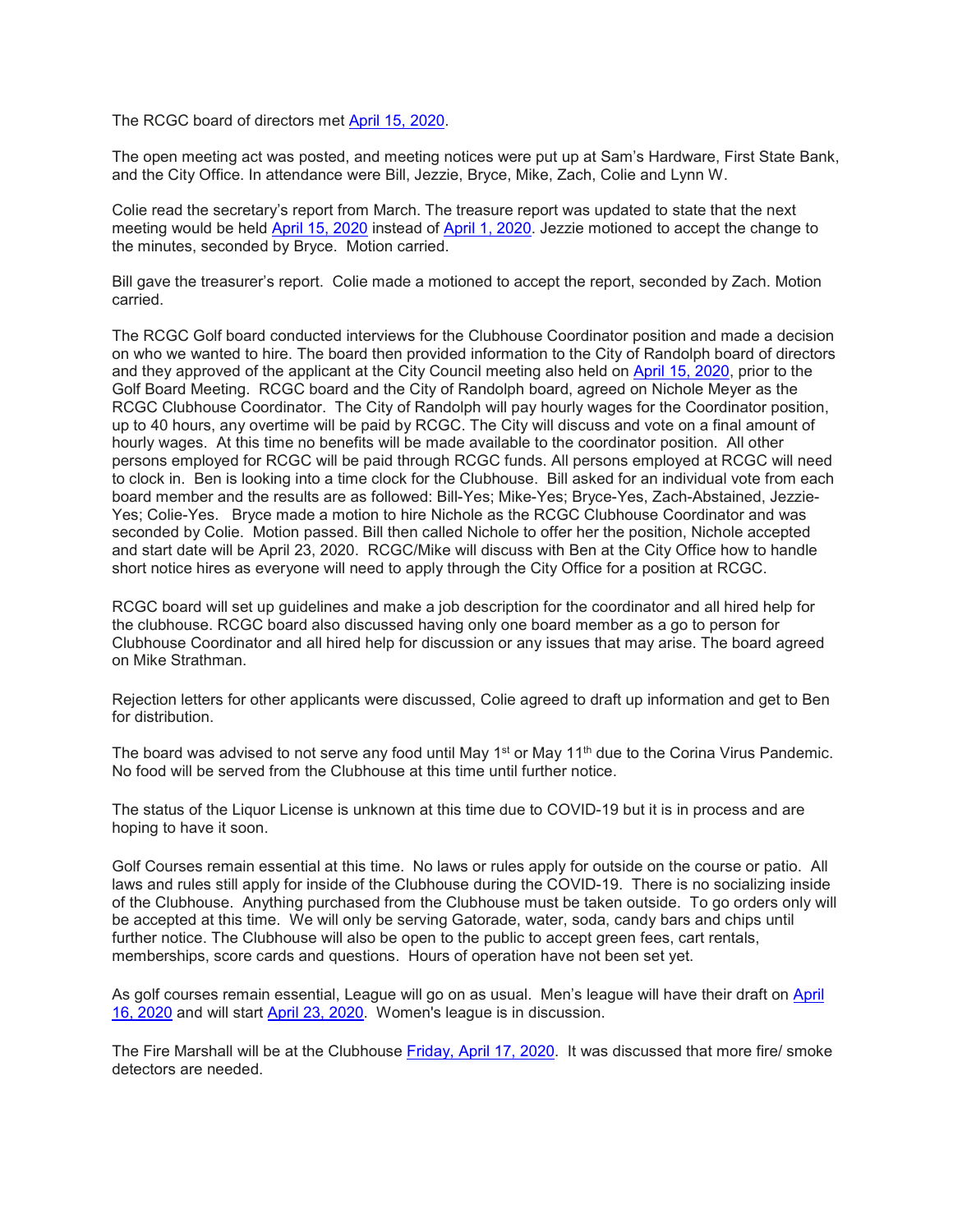The RCGC board of directors met April 15, 2020.

The open meeting act was posted, and meeting notices were put up at Sam's Hardware, First State Bank, and the City Office. In attendance were Bill, Jezzie, Bryce, Mike, Zach, Colie and Lynn W.

Colie read the secretary's report from March. The treasure report was updated to state that the next meeting would be held April 15, 2020 instead of April 1, 2020. Jezzie motioned to accept the change to the minutes, seconded by Bryce. Motion carried.

Bill gave the treasurer's report. Colie made a motioned to accept the report, seconded by Zach. Motion carried.

The RCGC Golf board conducted interviews for the Clubhouse Coordinator position and made a decision on who we wanted to hire. The board then provided information to the City of Randolph board of directors and they approved of the applicant at the City Council meeting also held on April 15, 2020, prior to the Golf Board Meeting. RCGC board and the City of Randolph board, agreed on Nichole Meyer as the RCGC Clubhouse Coordinator. The City of Randolph will pay hourly wages for the Coordinator position, up to 40 hours, any overtime will be paid by RCGC. The City will discuss and vote on a final amount of hourly wages. At this time no benefits will be made available to the coordinator position. All other persons employed for RCGC will be paid through RCGC funds. All persons employed at RCGC will need to clock in. Ben is looking into a time clock for the Clubhouse. Bill asked for an individual vote from each board member and the results are as followed: Bill-Yes; Mike-Yes; Bryce-Yes, Zach-Abstained, Jezzie-Yes; Colie-Yes. Bryce made a motion to hire Nichole as the RCGC Clubhouse Coordinator and was seconded by Colie. Motion passed. Bill then called Nichole to offer her the position, Nichole accepted and start date will be April 23, 2020. RCGC/Mike will discuss with Ben at the City Office how to handle short notice hires as everyone will need to apply through the City Office for a position at RCGC.

RCGC board will set up guidelines and make a job description for the coordinator and all hired help for the clubhouse. RCGC board also discussed having only one board member as a go to person for Clubhouse Coordinator and all hired help for discussion or any issues that may arise. The board agreed on Mike Strathman.

Rejection letters for other applicants were discussed, Colie agreed to draft up information and get to Ben for distribution.

The board was advised to not serve any food until May 1st or May 11th due to the Corina Virus Pandemic. No food will be served from the Clubhouse at this time until further notice.

The status of the Liquor License is unknown at this time due to COVID-19 but it is in process and are hoping to have it soon.

Golf Courses remain essential at this time. No laws or rules apply for outside on the course or patio. All laws and rules still apply for inside of the Clubhouse during the COVID-19. There is no socializing inside of the Clubhouse. Anything purchased from the Clubhouse must be taken outside. To go orders only will be accepted at this time. We will only be serving Gatorade, water, soda, candy bars and chips until further notice. The Clubhouse will also be open to the public to accept green fees, cart rentals, memberships, score cards and questions. Hours of operation have not been set yet.

As golf courses remain essential, League will go on as usual. Men's league will have their draft on April 16, 2020 and will start April 23, 2020. Women's league is in discussion.

The Fire Marshall will be at the Clubhouse Friday, April 17, 2020. It was discussed that more fire/ smoke detectors are needed.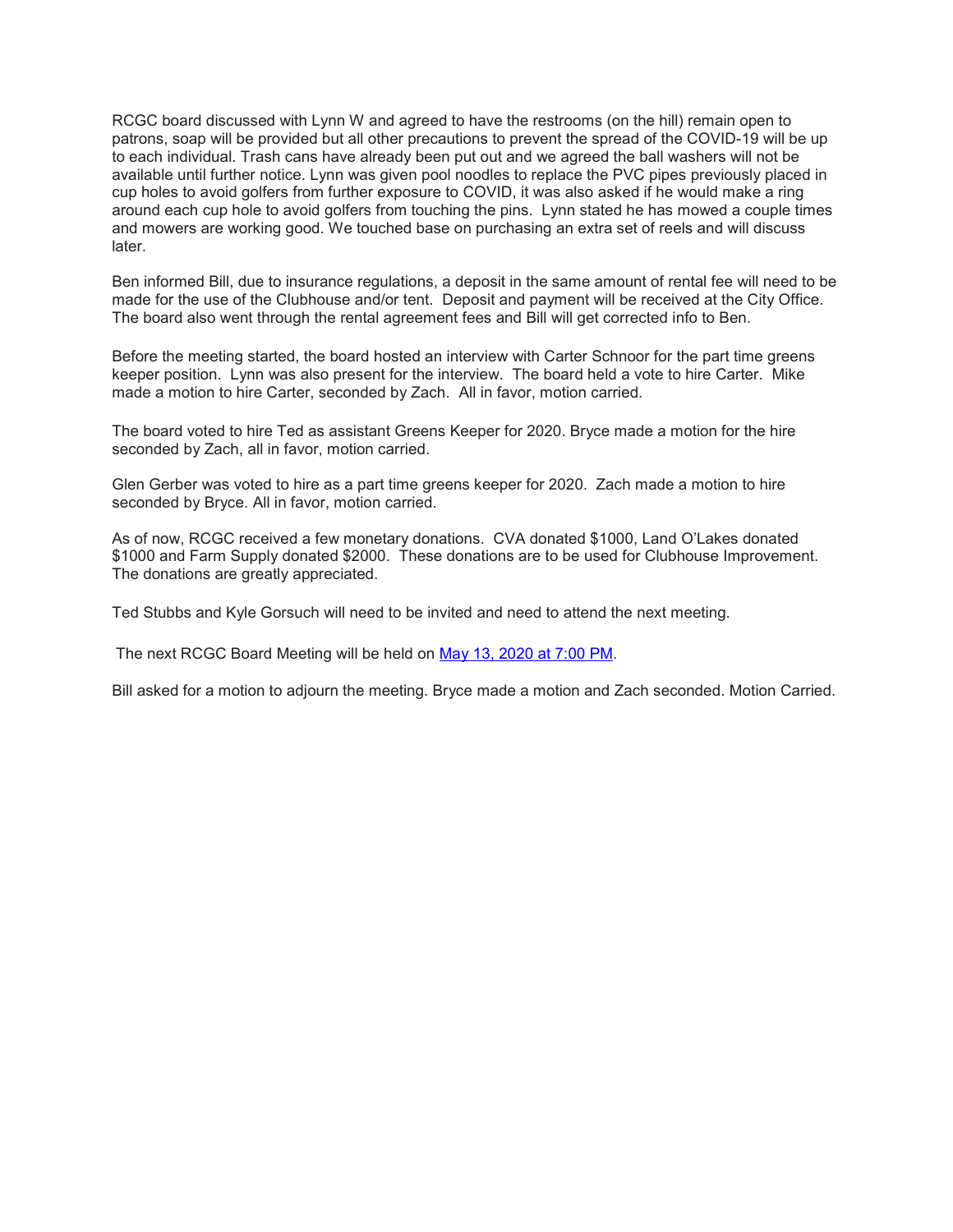RCGC board discussed with Lynn W and agreed to have the restrooms (on the hill) remain open to patrons, soap will be provided but all other precautions to prevent the spread of the COVID-19 will be up to each individual. Trash cans have already been put out and we agreed the ball washers will not be available until further notice. Lynn was given pool noodles to replace the PVC pipes previously placed in cup holes to avoid golfers from further exposure to COVID, it was also asked if he would make a ring around each cup hole to avoid golfers from touching the pins. Lynn stated he has mowed a couple times and mowers are working good. We touched base on purchasing an extra set of reels and will discuss later.

Ben informed Bill, due to insurance regulations, a deposit in the same amount of rental fee will need to be made for the use of the Clubhouse and/or tent. Deposit and payment will be received at the City Office. The board also went through the rental agreement fees and Bill will get corrected info to Ben.

Before the meeting started, the board hosted an interview with Carter Schnoor for the part time greens keeper position. Lynn was also present for the interview. The board held a vote to hire Carter. Mike made a motion to hire Carter, seconded by Zach. All in favor, motion carried.

The board voted to hire Ted as assistant Greens Keeper for 2020. Bryce made a motion for the hire seconded by Zach, all in favor, motion carried.

Glen Gerber was voted to hire as a part time greens keeper for 2020. Zach made a motion to hire seconded by Bryce. All in favor, motion carried.

As of now, RCGC received a few monetary donations. CVA donated $1000, Land O'Lakes donated $1000 and Farm Supply donated $2000. These donations are to be used for Clubhouse Improvement. The donations are greatly appreciated.

Ted Stubbs and Kyle Gorsuch will need to be invited and need to attend the next meeting.

The next RCGC Board Meeting will be held on May 13, 2020 at 7:00 PM.

Bill asked for a motion to adjourn the meeting. Bryce made a motion and Zach seconded. Motion Carried.